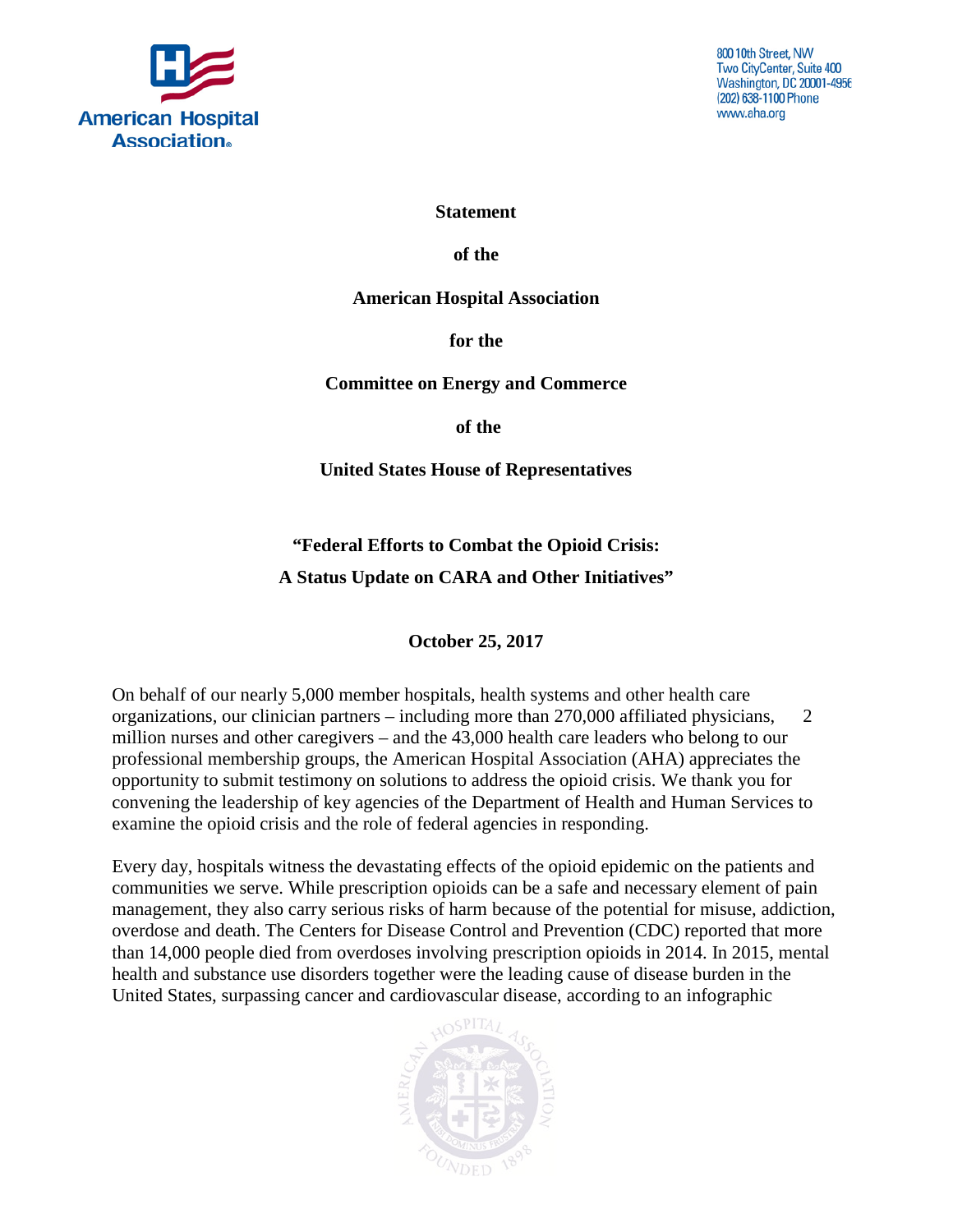American Hospital Association

800 10th Street, NW
Two CityCenter, Suite 400
Washington, DC 20001-4956
(202) 638-1100 Phone
www.aha.org

**Statement**

**of the**

**American Hospital Association**

**for the**

**Committee on Energy and Commerce**

**of the**

**United States House of Representatives**

**"Federal Efforts to Combat the Opioid Crisis: A Status Update on CARA and Other Initiatives"**

**October 25, 2017**

On behalf of our nearly 5,000 member hospitals, health systems and other health care organizations, our clinician partners – including more than 270,000 affiliated physicians, 2 million nurses and other caregivers – and the 43,000 health care leaders who belong to our professional membership groups, the American Hospital Association (AHA) appreciates the opportunity to submit testimony on solutions to address the opioid crisis. We thank you for convening the leadership of key agencies of the Department of Health and Human Services to examine the opioid crisis and the role of federal agencies in responding.

Every day, hospitals witness the devastating effects of the opioid epidemic on the patients and communities we serve. While prescription opioids can be a safe and necessary element of pain management, they also carry serious risks of harm because of the potential for misuse, addiction, overdose and death. The Centers for Disease Control and Prevention (CDC) reported that more than 14,000 people died from overdoses involving prescription opioids in 2014. In 2015, mental health and substance use disorders together were the leading cause of disease burden in the United States, surpassing cancer and cardiovascular disease, according to an infographic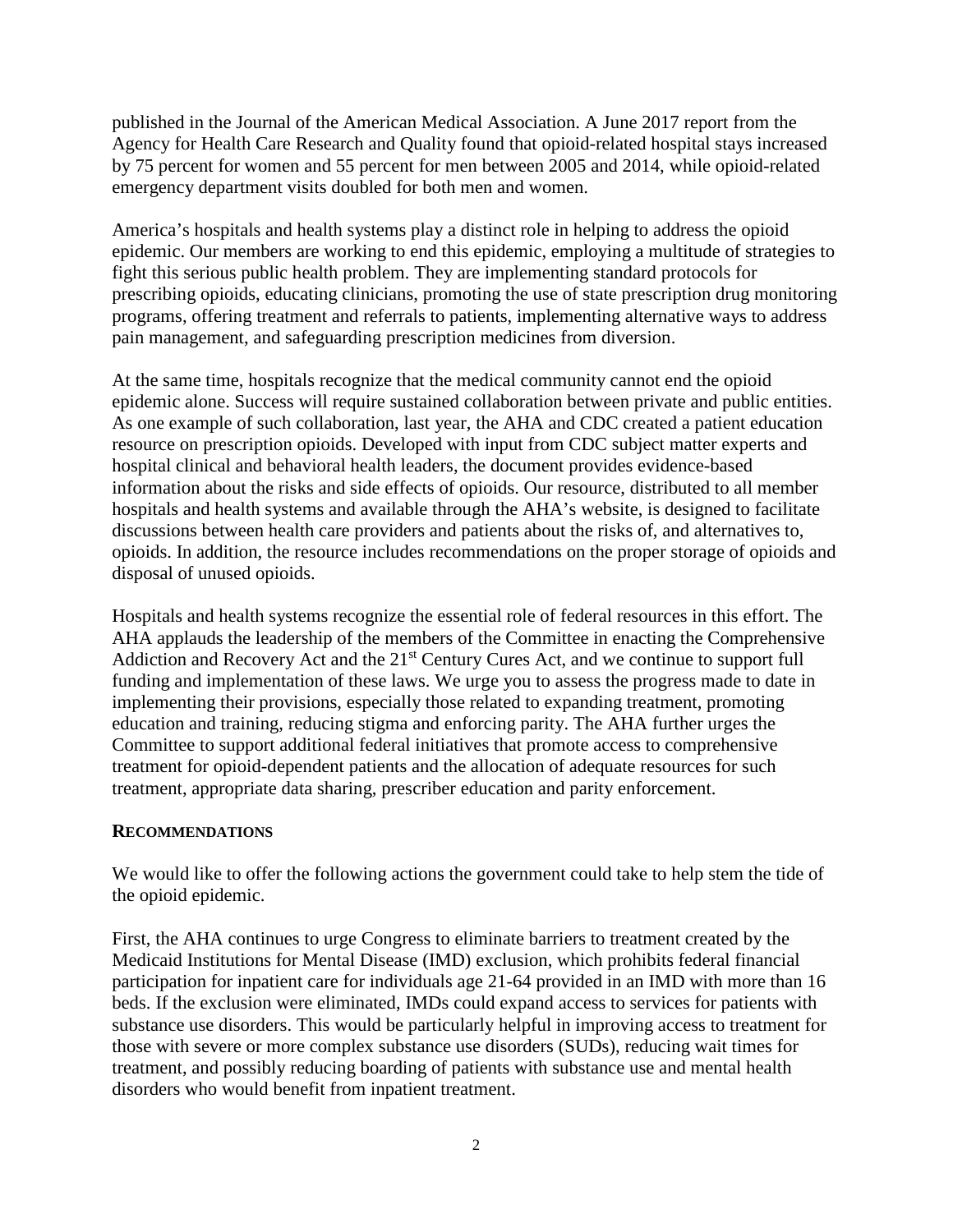published in the Journal of the American Medical Association. A June 2017 report from the Agency for Health Care Research and Quality found that opioid-related hospital stays increased by 75 percent for women and 55 percent for men between 2005 and 2014, while opioid-related emergency department visits doubled for both men and women.

America's hospitals and health systems play a distinct role in helping to address the opioid epidemic. Our members are working to end this epidemic, employing a multitude of strategies to fight this serious public health problem. They are implementing standard protocols for prescribing opioids, educating clinicians, promoting the use of state prescription drug monitoring programs, offering treatment and referrals to patients, implementing alternative ways to address pain management, and safeguarding prescription medicines from diversion.

At the same time, hospitals recognize that the medical community cannot end the opioid epidemic alone. Success will require sustained collaboration between private and public entities. As one example of such collaboration, last year, the AHA and CDC created a patient education resource on prescription opioids. Developed with input from CDC subject matter experts and hospital clinical and behavioral health leaders, the document provides evidence-based information about the risks and side effects of opioids. Our resource, distributed to all member hospitals and health systems and available through the AHA's website, is designed to facilitate discussions between health care providers and patients about the risks of, and alternatives to, opioids. In addition, the resource includes recommendations on the proper storage of opioids and disposal of unused opioids.

Hospitals and health systems recognize the essential role of federal resources in this effort. The AHA applauds the leadership of the members of the Committee in enacting the Comprehensive Addiction and Recovery Act and the 21st Century Cures Act, and we continue to support full funding and implementation of these laws. We urge you to assess the progress made to date in implementing their provisions, especially those related to expanding treatment, promoting education and training, reducing stigma and enforcing parity. The AHA further urges the Committee to support additional federal initiatives that promote access to comprehensive treatment for opioid-dependent patients and the allocation of adequate resources for such treatment, appropriate data sharing, prescriber education and parity enforcement.

## RECOMMENDATIONS

We would like to offer the following actions the government could take to help stem the tide of the opioid epidemic.

First, the AHA continues to urge Congress to eliminate barriers to treatment created by the Medicaid Institutions for Mental Disease (IMD) exclusion, which prohibits federal financial participation for inpatient care for individuals age 21-64 provided in an IMD with more than 16 beds. If the exclusion were eliminated, IMDs could expand access to services for patients with substance use disorders. This would be particularly helpful in improving access to treatment for those with severe or more complex substance use disorders (SUDs), reducing wait times for treatment, and possibly reducing boarding of patients with substance use and mental health disorders who would benefit from inpatient treatment.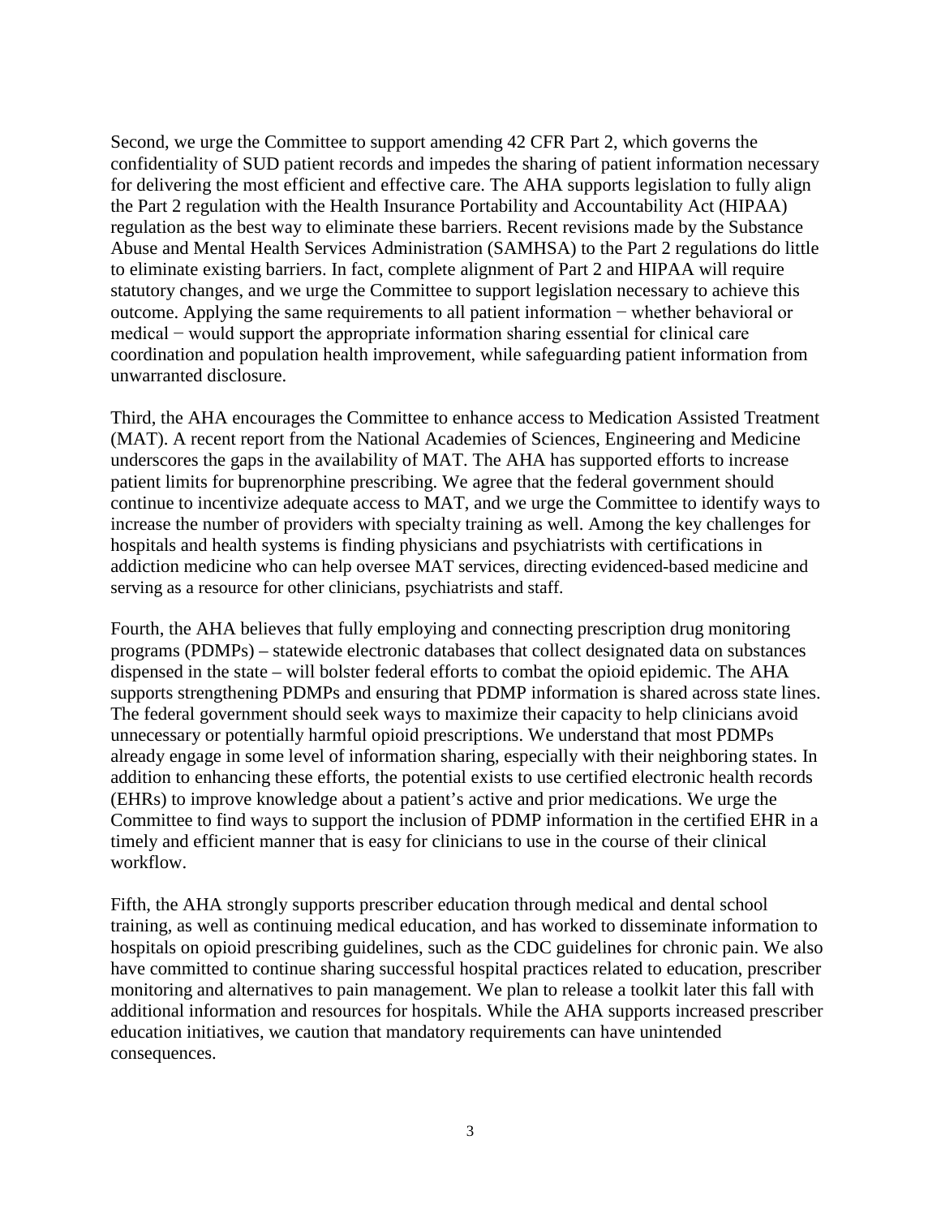Second, we urge the Committee to support amending 42 CFR Part 2, which governs the confidentiality of SUD patient records and impedes the sharing of patient information necessary for delivering the most efficient and effective care. The AHA supports legislation to fully align the Part 2 regulation with the Health Insurance Portability and Accountability Act (HIPAA) regulation as the best way to eliminate these barriers. Recent revisions made by the Substance Abuse and Mental Health Services Administration (SAMHSA) to the Part 2 regulations do little to eliminate existing barriers. In fact, complete alignment of Part 2 and HIPAA will require statutory changes, and we urge the Committee to support legislation necessary to achieve this outcome. Applying the same requirements to all patient information − whether behavioral or medical − would support the appropriate information sharing essential for clinical care coordination and population health improvement, while safeguarding patient information from unwarranted disclosure.

Third, the AHA encourages the Committee to enhance access to Medication Assisted Treatment (MAT). A recent report from the National Academies of Sciences, Engineering and Medicine underscores the gaps in the availability of MAT. The AHA has supported efforts to increase patient limits for buprenorphine prescribing. We agree that the federal government should continue to incentivize adequate access to MAT, and we urge the Committee to identify ways to increase the number of providers with specialty training as well. Among the key challenges for hospitals and health systems is finding physicians and psychiatrists with certifications in addiction medicine who can help oversee MAT services, directing evidenced-based medicine and serving as a resource for other clinicians, psychiatrists and staff.

Fourth, the AHA believes that fully employing and connecting prescription drug monitoring programs (PDMPs) – statewide electronic databases that collect designated data on substances dispensed in the state – will bolster federal efforts to combat the opioid epidemic. The AHA supports strengthening PDMPs and ensuring that PDMP information is shared across state lines. The federal government should seek ways to maximize their capacity to help clinicians avoid unnecessary or potentially harmful opioid prescriptions. We understand that most PDMPs already engage in some level of information sharing, especially with their neighboring states. In addition to enhancing these efforts, the potential exists to use certified electronic health records (EHRs) to improve knowledge about a patient's active and prior medications. We urge the Committee to find ways to support the inclusion of PDMP information in the certified EHR in a timely and efficient manner that is easy for clinicians to use in the course of their clinical workflow.

Fifth, the AHA strongly supports prescriber education through medical and dental school training, as well as continuing medical education, and has worked to disseminate information to hospitals on opioid prescribing guidelines, such as the CDC guidelines for chronic pain. We also have committed to continue sharing successful hospital practices related to education, prescriber monitoring and alternatives to pain management. We plan to release a toolkit later this fall with additional information and resources for hospitals. While the AHA supports increased prescriber education initiatives, we caution that mandatory requirements can have unintended consequences.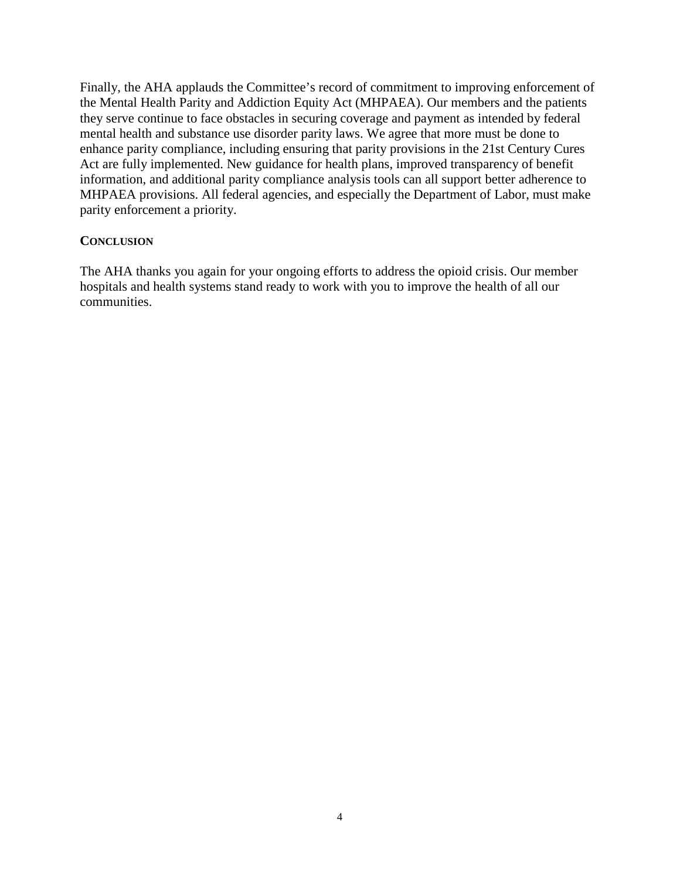Finally, the AHA applauds the Committee's record of commitment to improving enforcement of the Mental Health Parity and Addiction Equity Act (MHPAEA). Our members and the patients they serve continue to face obstacles in securing coverage and payment as intended by federal mental health and substance use disorder parity laws. We agree that more must be done to enhance parity compliance, including ensuring that parity provisions in the 21st Century Cures Act are fully implemented. New guidance for health plans, improved transparency of benefit information, and additional parity compliance analysis tools can all support better adherence to MHPAEA provisions. All federal agencies, and especially the Department of Labor, must make parity enforcement a priority.

## CONCLUSION

The AHA thanks you again for your ongoing efforts to address the opioid crisis. Our member hospitals and health systems stand ready to work with you to improve the health of all our communities.